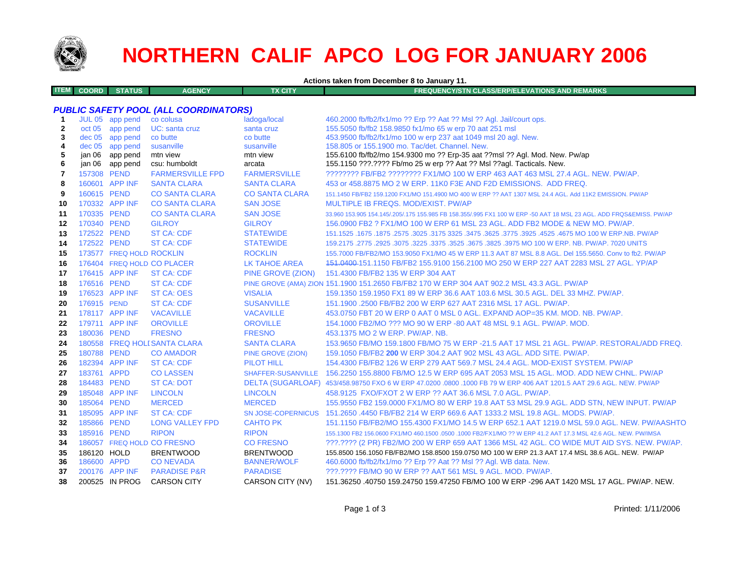# NORTHERN CALIF APCO LOG FOR JANUARY 2006

**Actions taken from December 8 to January 11.**

| ITEM | COORD | STATUS | AGENCY | TX CITY | FREQUENCY/STN CLASS/ERP/ELEVATIONS AND REMARKS |
|---|---|---|---|---|---|
| | | | ***PUBLIC SAFETY POOL (ALL COORDINATORS)*** | | |
| 1 | JUL 05 | app pend | co colusa | ladoga/local | 460.2000 fb/fb2/fx1/mo ?? Erp ?? Aat ?? Msl ?? Agl. Jail/court ops. |
| 2 | oct 05 | app pend | UC: santa cruz | santa cruz | 155.5050 fb/fb2 158.9850 fx1/mo 65 w erp 70 aat 251 msl |
| 3 | dec 05 | app pend | co butte | co butte | 453.9500 fb/fb2/fx1/mo 100 w erp 237 aat 1049 msl 20 agl. New. |
| 4 | dec 05 | app pend | susanville | susanville | 158.805 or 155.1900 mo. Tac/det. Channel. New. |
| 5 | jan 06 | app pend | mtn view | mtn view | 155.6100 fb/fb2/mo 154.9300 mo ?? Erp-35 aat ??msl ?? Agl. Mod. New. Pw/ap |
| 6 | jan 06 | app pend | csu: humboldt | arcata | 155.1150 ???.???? Fb/mo 25 w erp ?? Aat ?? Msl ??agl. Tacticals. New. |
| 7 | 157308 | PEND | FARMERSVILLE FPD | FARMERSVILLE | ???????? FB/FB2 ???????? FX1/MO 100 W ERP 463 AAT 463 MSL 27.4 AGL. NEW. PW/AP. |
| 8 | 160601 | APP INF | SANTA CLARA | SANTA CLARA | 453 or 458.8875 MO 2 W ERP. 11K0 F3E AND F2D EMISSIONS. ADD FREQ. |
| 9 | 160615 | PEND | CO SANTA CLARA | CO SANTA CLARA | 151.1450 FB/FB2 159.1200 FX1/MO 151.4900 MO 400 W ERP ?? AAT 1307 MSL 24.4 AGL. Add 11K2 EMISSION. PW/AP |
| 10 | 170332 | APP INF | CO SANTA CLARA | SAN JOSE | MULTIPLE IB FREQS. MOD/EXIST. PW/AP |
| 11 | 170335 | PEND | CO SANTA CLARA | SAN JOSE | 33.960 153.905 154.145/.205/.175 155.985 FB 158.355/.995 FX1 100 W ERP -50 AAT 18 MSL 23 AGL. ADD FRQS&EMISS. PW/AP |
| 12 | 170340 | PEND | GILROY | GILROY | 156.0900 FB2 ? FX1/MO 100 W ERP 61 MSL 23 AGL. ADD FB2 MODE & NEW MO. PW/AP. |
| 13 | 172522 | PEND | ST CA: CDF | STATEWIDE | 151.1525 .1675 .1875 .2575 .3025 .3175 3325 .3475 .3625 .3775 .3925 .4525 .4675 MO 100 W ERP.NB. PW/AP |
| 14 | 172522 | PEND | ST CA: CDF | STATEWIDE | 159.2175 .2775 .2925 .3075 .3225 .3375 .3525 .3675 .3825 .3975 MO 100 W ERP. NB. PW/AP. 7020 UNITS |
| 15 | 173577 | FREQ HOLD | ROCKLIN | ROCKLIN | 155.7000 FB/FB2/MO 153.9050 FX1/MO 45 W ERP 11.3 AAT 87 MSL 8.8 AGL. Del 155.5650. Conv to fb2. PW/AP |
| 16 | 176404 | FREQ HOLD | CO PLACER | LK TAHOE AREA | ~~151.0400~~ 151.1150 FB/FB2 155.9100 156.2100 MO 250 W ERP 227 AAT 2283 MSL 27 AGL. YP/AP |
| 17 | 176415 | APP INF | ST CA: CDF | PINE GROVE (ZION) | 151.4300 FB/FB2 135 W ERP 304 AAT |
| 18 | 176516 | PEND | ST CA: CDF | PINE GROVE (AMA) ZION | 151.1900 151.2650 FB/FB2 170 W ERP 304 AAT 902.2 MSL 43.3 AGL. PW/AP |
| 19 | 176523 | APP INF | ST CA: OES | VISALIA | 159.1350 159.1950 FX1 89 W ERP 36.6 AAT 103.6 MSL 30.5 AGL. DEL 33 MHZ. PW/AP. |
| 20 | 176915 | PEND | ST CA: CDF | SUSANVILLE | 151.1900 .2500 FB/FB2 200 W ERP 627 AAT 2316 MSL 17 AGL. PW/AP. |
| 21 | 178117 | APP INF | VACAVILLE | VACAVILLE | 453.0750 FBT 20 W ERP 0 AAT 0 MSL 0 AGL. EXPAND AOP=35 KM. MOD. NB. PW/AP. |
| 22 | 179711 | APP INF | OROVILLE | OROVILLE | 154.1000 FB2/MO ??? MO 90 W ERP -80 AAT 48 MSL 9.1 AGL. PW/AP. MOD. |
| 23 | 180036 | PEND | FRESNO | FRESNO | 453.1375 MO 2 W ERP. PW/AP. NB. |
| 24 | 180558 | FREQ HOLI | SANTA CLARA | SANTA CLARA | 153.9650 FB/MO 159.1800 FB/MO 75 W ERP -21.5 AAT 17 MSL 21 AGL. PW/AP. RESTORAL/ADD FREQ. |
| 25 | 180788 | PEND | CO AMADOR | PINE GROVE (ZION) | 159.1050 FB/FB2 **200** W ERP 304.2 AAT 902 MSL 43 AGL. ADD SITE. PW/AP. |
| 26 | 182394 | APP INF | ST CA: CDF | PILOT HILL | 154.4300 FB/FB2 126 W ERP 279 AAT 569.7 MSL 24.4 AGL. MOD-EXIST SYSTEM. PW/AP |
| 27 | 183761 | APPD | CO LASSEN | SHAFFER-SUSANVILLE | 156.2250 155.8800 FB/MO 12.5 W ERP 695 AAT 2053 MSL 15 AGL. MOD. ADD NEW CHNL. PW/AP |
| 28 | 184483 | PEND | ST CA: DOT | DELTA (SUGARLOAF) | 453/458.98750 FXO 6 W ERP 47.0200 .0800 .1000 FB 79 W ERP 406 AAT 1201.5 AAT 29.6 AGL. NEW. PW/AP |
| 29 | 185048 | APP INF | LINCOLN | LINCOLN | 458.9125 FXO/FXOT 2 W ERP ?? AAT 36.6 MSL 7.0 AGL. PW/AP. |
| 30 | 185064 | PEND | MERCED | MERCED | 155.9550 FB2 159.0000 FX1/MO 80 W ERP 19.8 AAT 53 MSL 29.9 AGL. ADD STN, NEW INPUT. PW/AP |
| 31 | 185095 | APP INF | ST CA: CDF | SN JOSE-COPERNICUS | 151.2650 .4450 FB/FB2 214 W ERP 669.6 AAT 1333.2 MSL 19.8 AGL. MODS. PW/AP. |
| 32 | 185866 | PEND | LONG VALLEY FPD | CAHTO PK | 151.1150 FB/FB2/MO 155.4300 FX1/MO 14.5 W ERP 652.1 AAT 1219.0 MSL 59.0 AGL. NEW. PW/AASHTO |
| 33 | 185916 | PEND | RIPON | RIPON | 155.1300 FB2 156.0600 FX1/MO 460.1500 .0500 .1000 FB2/FX1/MO ?? W ERP 41.2 AAT 17.3 MSL 42.6 AGL. NEW. PW/IMSA |
| 34 | 186057 | FREQ HOLD | CO FRESNO | CO FRESNO | ???.???? (2 PR) FB2/MO 200 W ERP 659 AAT 1366 MSL 42 AGL. CO WIDE MUT AID SYS. NEW. PW/AP. |
| 35 | 186120 | HOLD | BRENTWOOD | BRENTWOOD | 155.8500 156.1050 FB/FB2/MO 158.8500 159.0750 MO 100 W ERP 21.3 AAT 17.4 MSL 38.6 AGL. NEW. PW/AP |
| 36 | 186600 | APPD | CO NEVADA | BANNER/WOLF | 460.6000 fb/fb2/fx1/mo ?? Erp ?? Aat ?? Msl ?? Agl. WB data. New. |
| 37 | 200176 | APP INF | PARADISE P&R | PARADISE | ???.???? FB/MO 90 W ERP ?? AAT 561 MSL 9 AGL. MOD. PW/AP. |
| 38 | 200525 | IN PROG | CARSON CITY | CARSON CITY (NV) | 151.36250 .40750 159.24750 159.47250 FB/MO 100 W ERP -296 AAT 1420 MSL 17 AGL. PW/AP. NEW. |

Printed: 1/11/2006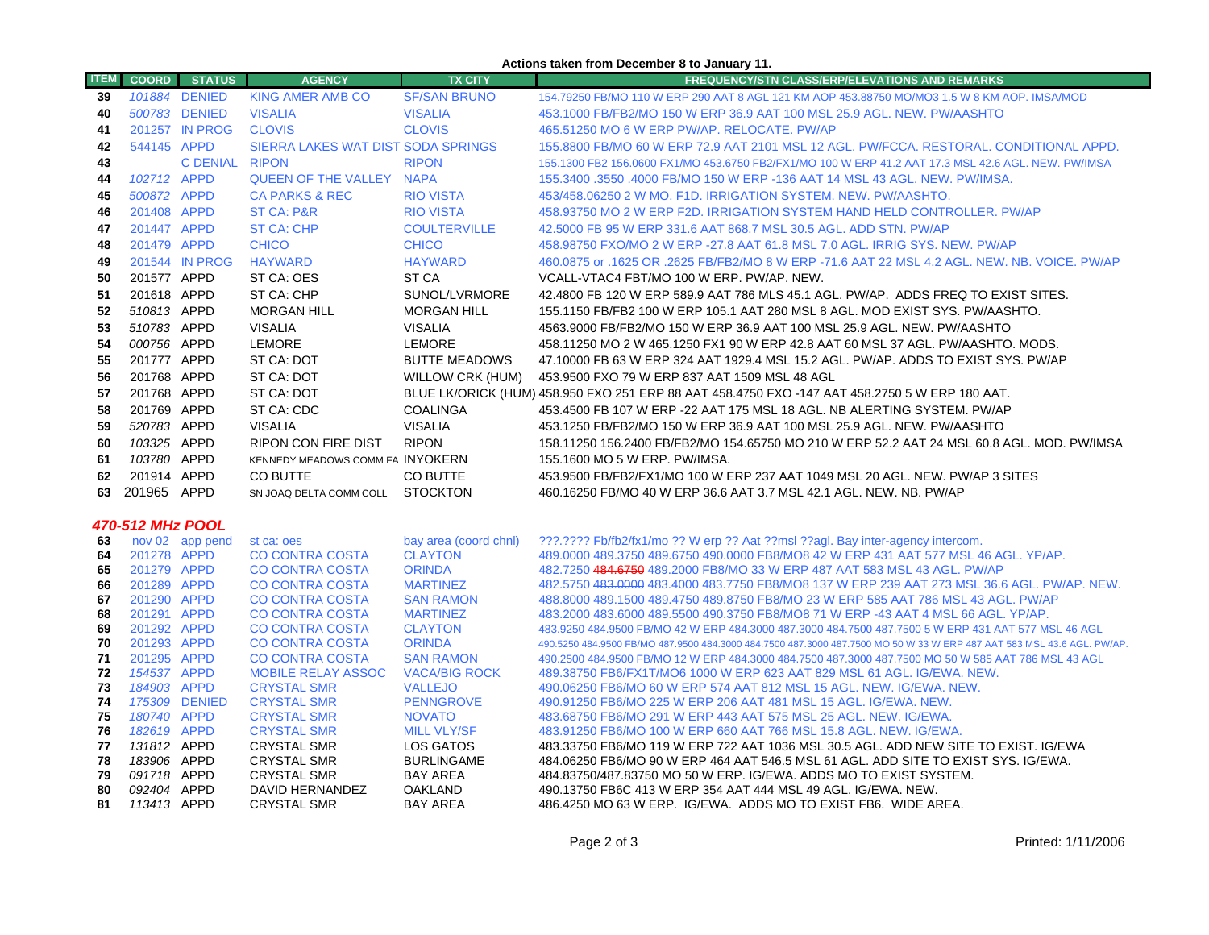**Actions taken from December 8 to January 11.**

| ITEM | COORD | STATUS | AGENCY | TX CITY | FREQUENCY/STN CLASS/ERP/ELEVATIONS AND REMARKS |
|---|---|---|---|---|---|
| 39 | 101884 | DENIED | KING AMER AMB CO | SF/SAN BRUNO | 154.79250 FB/MO 110 W ERP 290 AAT 8 AGL 121 KM AOP 453.88750 MO/MO3 1.5 W 8 KM AOP. IMSA/MOD |
| 40 | 500783 | DENIED | VISALIA | VISALIA | 453.1000 FB/FB2/MO 150 W ERP 36.9 AAT 100 MSL 25.9 AGL. NEW. PW/AASHTO |
| 41 | 201257 | IN PROG | CLOVIS | CLOVIS | 465.51250 MO 6 W ERP PW/AP. RELOCATE. PW/AP |
| 42 | 544145 | APPD | SIERRA LAKES WAT DIST | SODA SPRINGS | 155.8800 FB/MO 60 W ERP 72.9 AAT 2101 MSL 12 AGL. PW/FCCA. RESTORAL. CONDITIONAL APPD. |
| 43 | | C DENIAL | RIPON | RIPON | 155.1300 FB2 156.0600 FX1/MO 453.6750 FB2/FX1/MO 100 W ERP 41.2 AAT 17.3 MSL 42.6 AGL. NEW. PW/IMSA |
| 44 | 102712 | APPD | QUEEN OF THE VALLEY | NAPA | 155.3400 .3550 .4000 FB/MO 150 W ERP -136 AAT 14 MSL 43 AGL. NEW. PW/IMSA. |
| 45 | 500872 | APPD | CA PARKS & REC | RIO VISTA | 453/458.06250 2 W MO. F1D. IRRIGATION SYSTEM. NEW. PW/AASHTO. |
| 46 | 201408 | APPD | ST CA: P&R | RIO VISTA | 458.93750 MO 2 W ERP F2D. IRRIGATION SYSTEM HAND HELD CONTROLLER. PW/AP |
| 47 | 201447 | APPD | ST CA: CHP | COULTERVILLE | 42.5000 FB 95 W ERP 331.6 AAT 868.7 MSL 30.5 AGL. ADD STN. PW/AP |
| 48 | 201479 | APPD | CHICO | CHICO | 458.98750 FXO/MO 2 W ERP -27.8 AAT 61.8 MSL 7.0 AGL. IRRIG SYS. NEW. PW/AP |
| 49 | 201544 | IN PROG | HAYWARD | HAYWARD | 460.0875 or .1625 OR .2625 FB/FB2/MO 8 W ERP -71.6 AAT 22 MSL 4.2 AGL. NEW. NB. VOICE. PW/AP |
| 50 | 201577 | APPD | ST CA: OES | ST CA | VCALL-VTAC4 FBT/MO 100 W ERP. PW/AP. NEW. |
| 51 | 201618 | APPD | ST CA: CHP | SUNOL/LVRMORE | 42.4800 FB 120 W ERP 589.9 AAT 786 MLS 45.1 AGL. PW/AP. ADDS FREQ TO EXIST SITES. |
| 52 | 510813 | APPD | MORGAN HILL | MORGAN HILL | 155.1150 FB/FB2 100 W ERP 105.1 AAT 280 MSL 8 AGL. MOD EXIST SYS. PW/AASHTO. |
| 53 | 510783 | APPD | VISALIA | VISALIA | 4563.9000 FB/FB2/MO 150 W ERP 36.9 AAT 100 MSL 25.9 AGL. NEW. PW/AASHTO |
| 54 | 000756 | APPD | LEMORE | LEMORE | 458.11250 MO 2 W 465.1250 FX1 90 W ERP 42.8 AAT 60 MSL 37 AGL. PW/AASHTO. MODS. |
| 55 | 201777 | APPD | ST CA: DOT | BUTTE MEADOWS | 47.10000 FB 63 W ERP 324 AAT 1929.4 MSL 15.2 AGL. PW/AP. ADDS TO EXIST SYS. PW/AP |
| 56 | 201768 | APPD | ST CA: DOT | WILLOW CRK (HUM) | 453.9500 FXO 79 W ERP 837 AAT 1509 MSL 48 AGL |
| 57 | 201768 | APPD | ST CA: DOT | BLUE LK/ORICK (HUM) | 458.950 FXO 251 ERP 88 AAT 458.4750 FXO -147 AAT 458.2750 5 W ERP 180 AAT. |
| 58 | 201769 | APPD | ST CA: CDC | COALINGA | 453.4500 FB 107 W ERP -22 AAT 175 MSL 18 AGL. NB ALERTING SYSTEM. PW/AP |
| 59 | 520783 | APPD | VISALIA | VISALIA | 453.1250 FB/FB2/MO 150 W ERP 36.9 AAT 100 MSL 25.9 AGL. NEW. PW/AASHTO |
| 60 | 103325 | APPD | RIPON CON FIRE DIST | RIPON | 158.11250 156.2400 FB/FB2/MO 154.65750 MO 210 W ERP 52.2 AAT 24 MSL 60.8 AGL. MOD. PW/IMSA |
| 61 | 103780 | APPD | KENNEDY MEADOWS COMM FA | INYOKERN | 155.1600 MO 5 W ERP. PW/IMSA. |
| 62 | 201914 | APPD | CO BUTTE | CO BUTTE | 453.9500 FB/FB2/FX1/MO 100 W ERP 237 AAT 1049 MSL 20 AGL. NEW. PW/AP 3 SITES |
| 63 | 201965 | APPD | SN JOAQ DELTA COMM COLL | STOCKTON | 460.16250 FB/MO 40 W ERP 36.6 AAT 3.7 MSL 42.1 AGL. NEW. NB. PW/AP |

## 470-512 MHz POOL

| ITEM | COORD | STATUS | AGENCY | TX CITY | FREQUENCY/STN CLASS/ERP/ELEVATIONS AND REMARKS |
|---|---|---|---|---|---|
| 63 | nov 02 | app pend | st ca: oes | bay area (coord chnl) | ???.???? Fb/fb2/fx1/mo ?? W erp ?? Aat ??msl ??agl. Bay inter-agency intercom. |
| 64 | 201278 | APPD | CO CONTRA COSTA | CLAYTON | 489.0000 489.3750 489.6750 490.0000 FB8/MO8 42 W ERP 431 AAT 577 MSL 46 AGL. YP/AP. |
| 65 | 201279 | APPD | CO CONTRA COSTA | ORINDA | 482.7250 ~~484.6750~~ 489.2000 FB8/MO 33 W ERP 487 AAT 583 MSL 43 AGL. PW/AP |
| 66 | 201289 | APPD | CO CONTRA COSTA | MARTINEZ | 482.5750 ~~483.0000~~ 483.4000 483.7750 FB8/MO8 137 W ERP 239 AAT 273 MSL 36.6 AGL. PW/AP. NEW. |
| 67 | 201290 | APPD | CO CONTRA COSTA | SAN RAMON | 488.8000 489.1500 489.4750 489.8750 FB8/MO 23 W ERP 585 AAT 786 MSL 43 AGL. PW/AP |
| 68 | 201291 | APPD | CO CONTRA COSTA | MARTINEZ | 483.2000 483.6000 489.5500 490.3750 FB8/MO8 71 W ERP -43 AAT 4 MSL 66 AGL. YP/AP. |
| 69 | 201292 | APPD | CO CONTRA COSTA | CLAYTON | 483.9250 484.9500 FB/MO 42 W ERP 484.3000 487.3000 484.7500 487.7500 5 W ERP 431 AAT 577 MSL 46 AGL |
| 70 | 201293 | APPD | CO CONTRA COSTA | ORINDA | 490.5250 484.9500 FB/MO 487.9500 484.3000 484.7500 487.3000 487.7500 MO 50 W 33 W ERP 487 AAT 583 MSL 43.6 AGL. PW/AP. |
| 71 | 201295 | APPD | CO CONTRA COSTA | SAN RAMON | 490.2500 484.9500 FB/MO 12 W ERP 484.3000 484.7500 487.3000 487.7500 MO 50 W 585 AAT 786 MSL 43 AGL |
| 72 | 154537 | APPD | MOBILE RELAY ASSOC | VACA/BIG ROCK | 489.38750 FB6/FX1T/MO6 1000 W ERP 623 AAT 829 MSL 61 AGL. IG/EWA. NEW. |
| 73 | 184903 | APPD | CRYSTAL SMR | VALLEJO | 490.06250 FB6/MO 60 W ERP 574 AAT 812 MSL 15 AGL. NEW. IG/EWA. NEW. |
| 74 | 175309 | DENIED | CRYSTAL SMR | PENNGROVE | 490.91250 FB6/MO 225 W ERP 206 AAT 481 MSL 15 AGL. IG/EWA. NEW. |
| 75 | 180740 | APPD | CRYSTAL SMR | NOVATO | 483.68750 FB6/MO 291 W ERP 443 AAT 575 MSL 25 AGL. NEW. IG/EWA. |
| 76 | 182619 | APPD | CRYSTAL SMR | MILL VLY/SF | 483.91250 FB6/MO 100 W ERP 660 AAT 766 MSL 15.8 AGL. NEW. IG/EWA. |
| 77 | 131812 | APPD | CRYSTAL SMR | LOS GATOS | 483.33750 FB6/MO 119 W ERP 722 AAT 1036 MSL 30.5 AGL. ADD NEW SITE TO EXIST. IG/EWA |
| 78 | 183906 | APPD | CRYSTAL SMR | BURLINGAME | 484.06250 FB6/MO 90 W ERP 464 AAT 546.5 MSL 61 AGL. ADD SITE TO EXIST SYS. IG/EWA. |
| 79 | 091718 | APPD | CRYSTAL SMR | BAY AREA | 484.83750/487.83750 MO 50 W ERP. IG/EWA. ADDS MO TO EXIST SYSTEM. |
| 80 | 092404 | APPD | DAVID HERNANDEZ | OAKLAND | 490.13750 FB6C 413 W ERP 354 AAT 444 MSL 49 AGL. IG/EWA. NEW. |
| 81 | 113413 | APPD | CRYSTAL SMR | BAY AREA | 486.4250 MO 63 W ERP. IG/EWA. ADDS MO TO EXIST FB6. WIDE AREA. |

Printed: 1/11/2006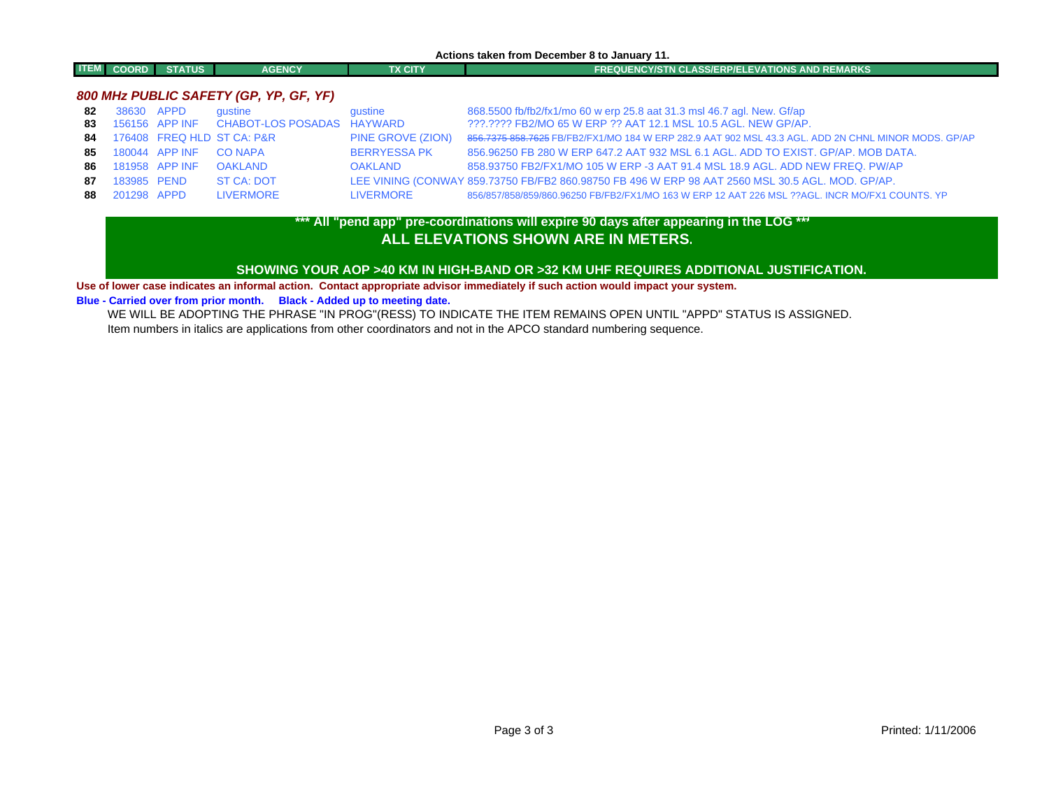**Actions taken from December 8 to January 11.**

| ITEM | COORD | STATUS | AGENCY | TX CITY | FREQUENCY/STN CLASS/ERP/ELEVATIONS AND REMARKS |
|---|---|---|---|---|---|

## *800 MHz PUBLIC SAFETY (GP, YP, GF, YF)*

| ITEM | COORD | STATUS | AGENCY | TX CITY | FREQUENCY/STN CLASS/ERP/ELEVATIONS AND REMARKS |
|---|---|---|---|---|---|
| **82** | 38630 | APPD | gustine | gustine | 868.5500 fb/fb2/fx1/mo 60 w erp 25.8 aat 31.3 msl 46.7 agl. New. Gf/ap |
| **83** | 156156 | APP INF | CHABOT-LOS POSADAS | HAYWARD | ???.???? FB2/MO 65 W ERP ?? AAT 12.1 MSL 10.5 AGL. NEW GP/AP. |
| **84** | 176408 | FREQ HLD | ST CA: P&R | PINE GROVE (ZION) | ~~856.7375 858.7625~~ FB/FB2/FX1/MO 184 W ERP 282.9 AAT 902 MSL 43.3 AGL. ADD 2N CHNL MINOR MODS. GP/AP |
| **85** | 180044 | APP INF | CO NAPA | BERRYESSA PK | 856.96250 FB 280 W ERP 647.2 AAT 932 MSL 6.1 AGL. ADD TO EXIST. GP/AP. MOB DATA. |
| **86** | 181958 | APP INF | OAKLAND | OAKLAND | 858.93750 FB2/FX1/MO 105 W ERP -3 AAT 91.4 MSL 18.9 AGL. ADD NEW FREQ. PW/AP |
| **87** | 183985 | PEND | ST CA: DOT | LEE VINING (CONWAY | 859.73750 FB/FB2 860.98750 FB 496 W ERP 98 AAT 2560 MSL 30.5 AGL. MOD. GP/AP. |
| **88** | 201298 | APPD | LIVERMORE | LIVERMORE | 856/857/858/859/860.96250 FB/FB2/FX1/MO 163 W ERP 12 AAT 226 MSL ??AGL. INCR MO/FX1 COUNTS. YP |

**\*\*\* All "pend app" pre-coordinations will expire 90 days after appearing in the LOG \*\*\***

**ALL ELEVATIONS SHOWN ARE IN METERS.**

**SHOWING YOUR AOP >40 KM IN HIGH-BAND OR >32 KM UHF REQUIRES ADDITIONAL JUSTIFICATION.**

**Use of lower case indicates an informal action. Contact appropriate advisor immediately if such action would impact your system.**

**Blue - Carried over from prior month. Black - Added up to meeting date.**

WE WILL BE ADOPTING THE PHRASE "IN PROG"(RESS) TO INDICATE THE ITEM REMAINS OPEN UNTIL "APPD" STATUS IS ASSIGNED.

Item numbers in italics are applications from other coordinators and not in the APCO standard numbering sequence.

Printed: 1/11/2006